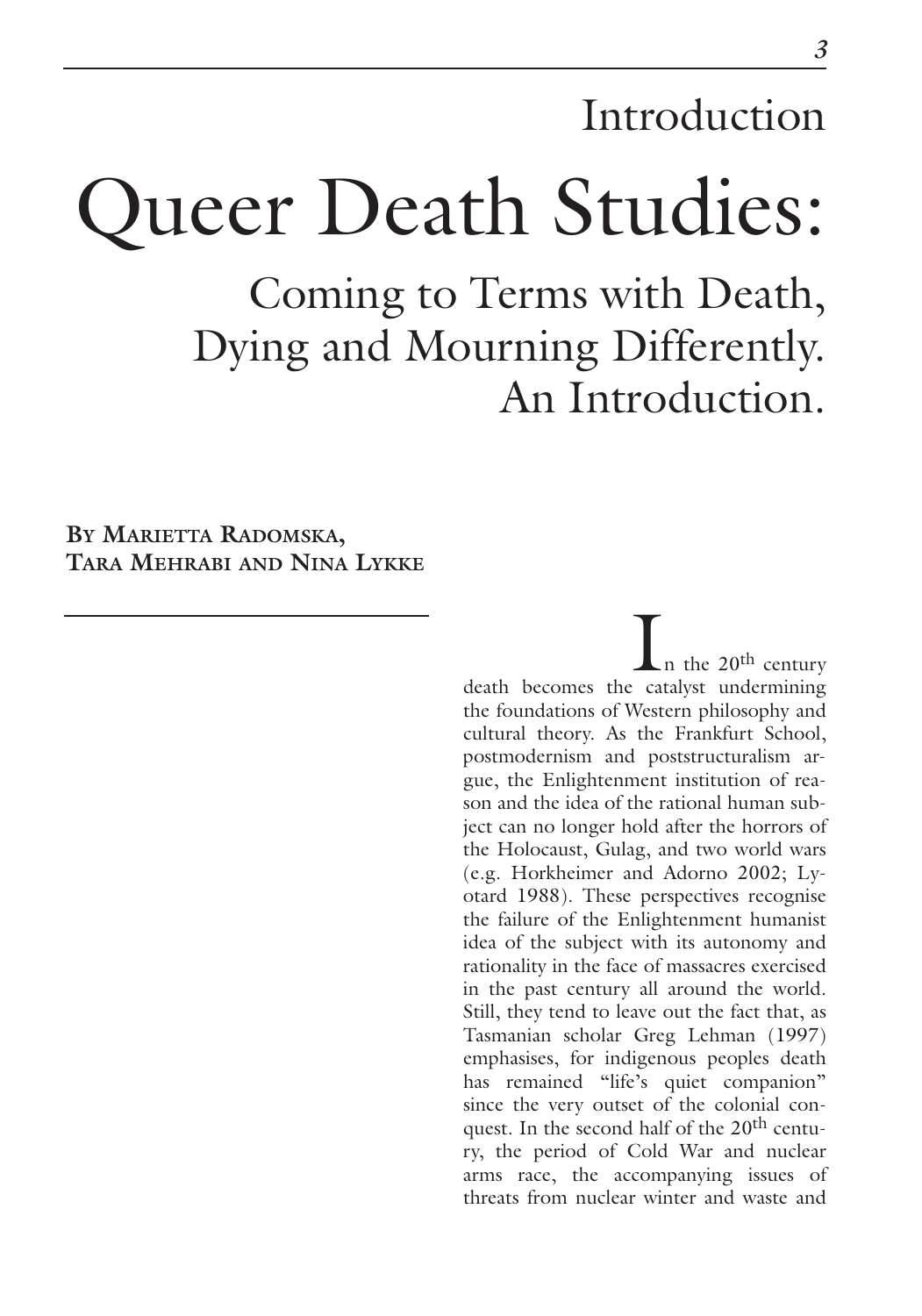## Introduction

# Queer Death Studies:

## Coming to Terms with Death, Dying and Mourning Differently. An Introduction.

**By Marietta Radomska, Tara Mehrabi and Nina Lykke**

In the 20th century death becomes the catalyst undermining the foundations of Western philosophy and cultural theory. As the Frankfurt School, postmodernism and poststructuralism argue, the Enlightenment institution of reason and the idea of the rational human subject can no longer hold after the horrors of the Holocaust, Gulag, and two world wars (e.g. Horkheimer and Adorno 2002; Lyotard 1988). These perspectives recognise the failure of the Enlightenment humanist idea of the subject with its autonomy and rationality in the face of massacres exercised in the past century all around the world. Still, they tend to leave out the fact that, as Tasmanian scholar Greg Lehman (1997) emphasises, for indigenous peoples death has remained "life's quiet companion" since the very outset of the colonial conquest. In the second half of the 20th century, the period of Cold War and nuclear arms race, the accompanying issues of threats from nuclear winter and waste and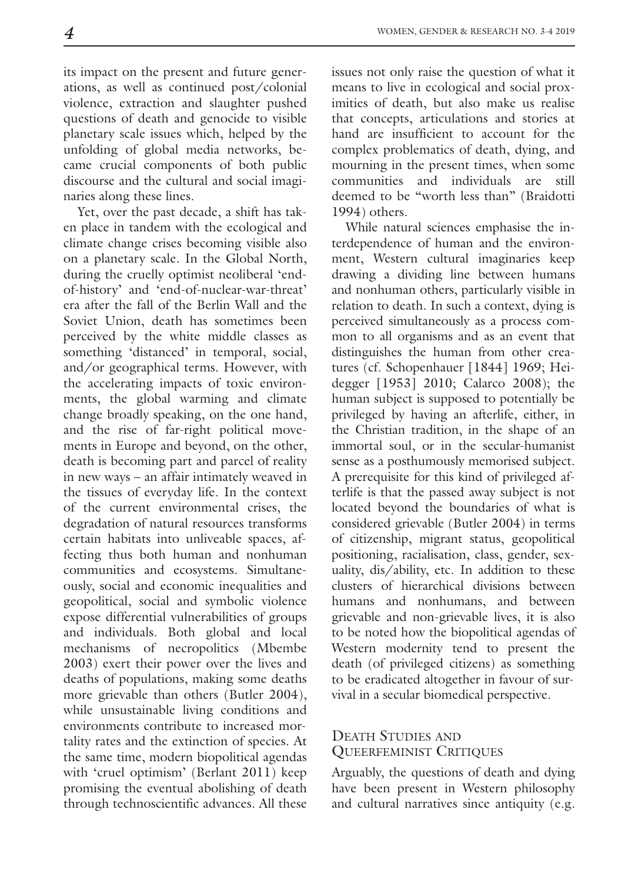its impact on the present and future generations, as well as continued post/colonial violence, extraction and slaughter pushed questions of death and genocide to visible planetary scale issues which, helped by the unfolding of global media networks, became crucial components of both public discourse and the cultural and social imaginaries along these lines.

Yet, over the past decade, a shift has taken place in tandem with the ecological and climate change crises becoming visible also on a planetary scale. In the Global North, during the cruelly optimist neoliberal 'end-of-history' and 'end-of-nuclear-war-threat' era after the fall of the Berlin Wall and the Soviet Union, death has sometimes been perceived by the white middle classes as something 'distanced' in temporal, social, and/or geographical terms. However, with the accelerating impacts of toxic environments, the global warming and climate change broadly speaking, on the one hand, and the rise of far-right political movements in Europe and beyond, on the other, death is becoming part and parcel of reality in new ways – an affair intimately weaved in the tissues of everyday life. In the context of the current environmental crises, the degradation of natural resources transforms certain habitats into unliveable spaces, affecting thus both human and nonhuman communities and ecosystems. Simultaneously, social and economic inequalities and geopolitical, social and symbolic violence expose differential vulnerabilities of groups and individuals. Both global and local mechanisms of necropolitics (Mbembe 2003) exert their power over the lives and deaths of populations, making some deaths more grievable than others (Butler 2004), while unsustainable living conditions and environments contribute to increased mortality rates and the extinction of species. At the same time, modern biopolitical agendas with 'cruel optimism' (Berlant 2011) keep promising the eventual abolishing of death through technoscientific advances. All these issues not only raise the question of what it means to live in ecological and social proximities of death, but also make us realise that concepts, articulations and stories at hand are insufficient to account for the complex problematics of death, dying, and mourning in the present times, when some communities and individuals are still deemed to be "worth less than" (Braidotti 1994) others.

While natural sciences emphasise the interdependence of human and the environment, Western cultural imaginaries keep drawing a dividing line between humans and nonhuman others, particularly visible in relation to death. In such a context, dying is perceived simultaneously as a process common to all organisms and as an event that distinguishes the human from other creatures (cf. Schopenhauer [1844] 1969; Heidegger [1953] 2010; Calarco 2008); the human subject is supposed to potentially be privileged by having an afterlife, either, in the Christian tradition, in the shape of an immortal soul, or in the secular-humanist sense as a posthumously memorised subject. A prerequisite for this kind of privileged afterlife is that the passed away subject is not located beyond the boundaries of what is considered grievable (Butler 2004) in terms of citizenship, migrant status, geopolitical positioning, racialisation, class, gender, sexuality, dis/ability, etc. In addition to these clusters of hierarchical divisions between humans and nonhumans, and between grievable and non-grievable lives, it is also to be noted how the biopolitical agendas of Western modernity tend to present the death (of privileged citizens) as something to be eradicated altogether in favour of survival in a secular biomedical perspective.

## Death Studies and Queerfeminist Critiques

Arguably, the questions of death and dying have been present in Western philosophy and cultural narratives since antiquity (e.g.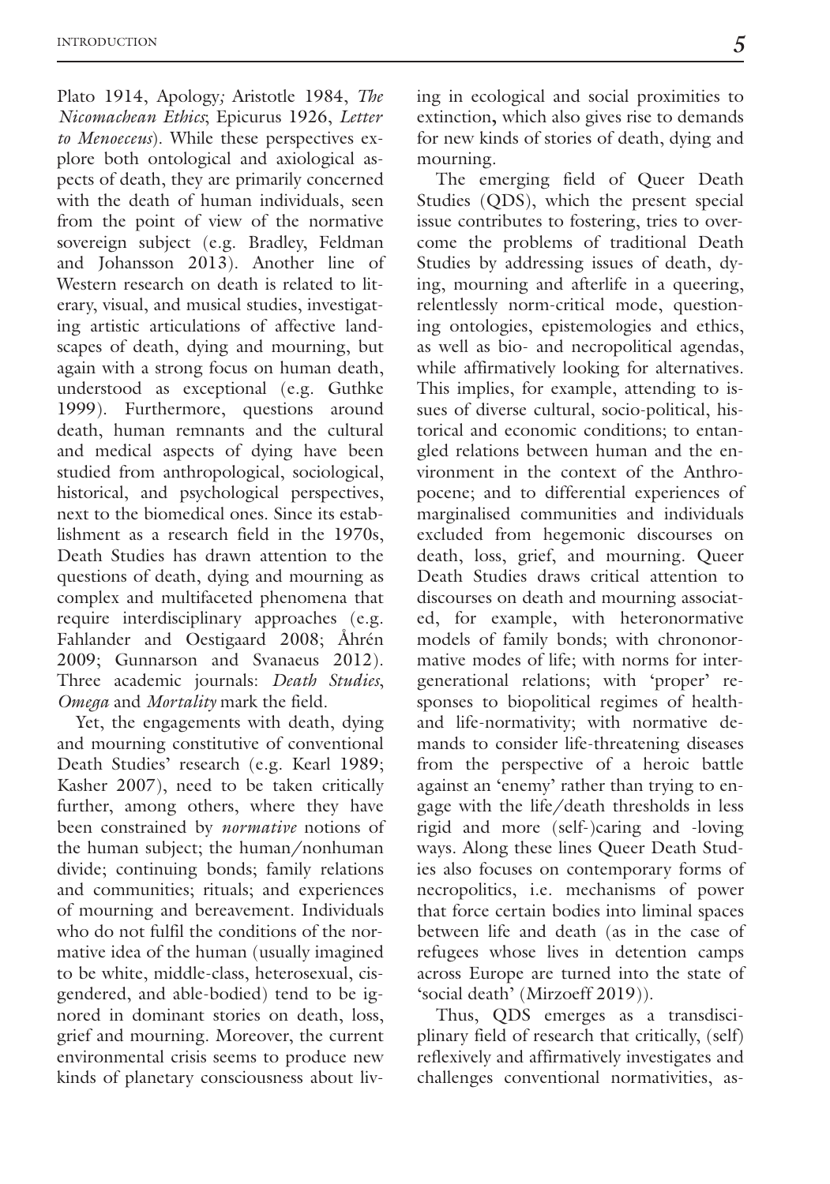Plato 1914, Apology*;* Aristotle 1984, *The Nicomachean Ethics*; Epicurus 1926, *Letter to Menoeceus*). While these perspectives explore both ontological and axiological aspects of death, they are primarily concerned with the death of human individuals, seen from the point of view of the normative sovereign subject (e.g. Bradley, Feldman and Johansson 2013). Another line of Western research on death is related to literary, visual, and musical studies, investigating artistic articulations of affective landscapes of death, dying and mourning, but again with a strong focus on human death, understood as exceptional (e.g. Guthke 1999). Furthermore, questions around death, human remnants and the cultural and medical aspects of dying have been studied from anthropological, sociological, historical, and psychological perspectives, next to the biomedical ones. Since its establishment as a research field in the 1970s, Death Studies has drawn attention to the questions of death, dying and mourning as complex and multifaceted phenomena that require interdisciplinary approaches (e.g. Fahlander and Oestigaard 2008; Åhrén 2009; Gunnarson and Svanaeus 2012). Three academic journals: *Death Studies*, *Omega* and *Mortality* mark the field.

Yet, the engagements with death, dying and mourning constitutive of conventional Death Studies' research (e.g. Kearl 1989; Kasher 2007), need to be taken critically further, among others, where they have been constrained by *normative* notions of the human subject; the human/nonhuman divide; continuing bonds; family relations and communities; rituals; and experiences of mourning and bereavement. Individuals who do not fulfil the conditions of the normative idea of the human (usually imagined to be white, middle-class, heterosexual, cisgendered, and able-bodied) tend to be ignored in dominant stories on death, loss, grief and mourning. Moreover, the current environmental crisis seems to produce new kinds of planetary consciousness about living in ecological and social proximities to extinction**,** which also gives rise to demands for new kinds of stories of death, dying and mourning.

The emerging field of Queer Death Studies (QDS), which the present special issue contributes to fostering, tries to overcome the problems of traditional Death Studies by addressing issues of death, dying, mourning and afterlife in a queering, relentlessly norm-critical mode, questioning ontologies, epistemologies and ethics, as well as bio- and necropolitical agendas, while affirmatively looking for alternatives. This implies, for example, attending to issues of diverse cultural, socio-political, historical and economic conditions; to entangled relations between human and the environment in the context of the Anthropocene; and to differential experiences of marginalised communities and individuals excluded from hegemonic discourses on death, loss, grief, and mourning. Queer Death Studies draws critical attention to discourses on death and mourning associated, for example, with heteronormative models of family bonds; with chrononormative modes of life; with norms for intergenerational relations; with 'proper' responses to biopolitical regimes of health- and life-normativity; with normative demands to consider life-threatening diseases from the perspective of a heroic battle against an 'enemy' rather than trying to engage with the life/death thresholds in less rigid and more (self-)caring and -loving ways. Along these lines Queer Death Studies also focuses on contemporary forms of necropolitics, i.e. mechanisms of power that force certain bodies into liminal spaces between life and death (as in the case of refugees whose lives in detention camps across Europe are turned into the state of 'social death' (Mirzoeff 2019)).

Thus, QDS emerges as a transdisciplinary field of research that critically, (self) reflexively and affirmatively investigates and challenges conventional normativities, as-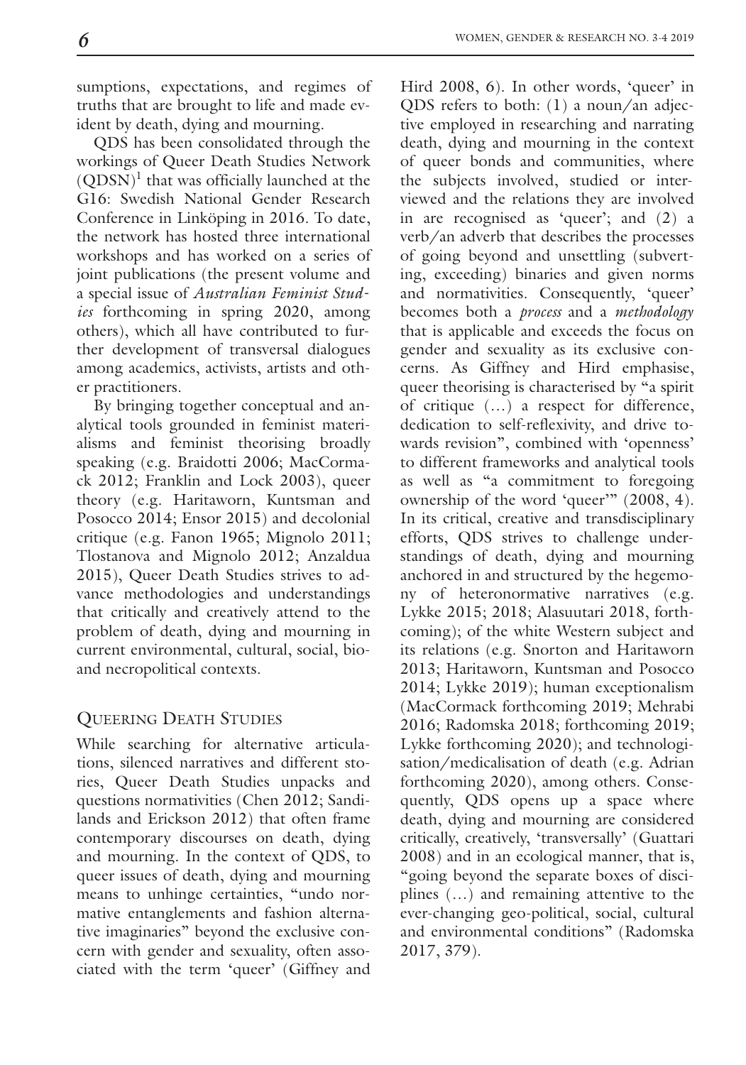sumptions, expectations, and regimes of truths that are brought to life and made evident by death, dying and mourning.

QDS has been consolidated through the workings of Queer Death Studies Network (QDSN)[1] that was officially launched at the G16: Swedish National Gender Research Conference in Linköping in 2016. To date, the network has hosted three international workshops and has worked on a series of joint publications (the present volume and a special issue of *Australian Feminist Studies* forthcoming in spring 2020, among others), which all have contributed to further development of transversal dialogues among academics, activists, artists and other practitioners.

By bringing together conceptual and analytical tools grounded in feminist materialisms and feminist theorising broadly speaking (e.g. Braidotti 2006; MacCormack 2012; Franklin and Lock 2003), queer theory (e.g. Haritaworn, Kuntsman and Posocco 2014; Ensor 2015) and decolonial critique (e.g. Fanon 1965; Mignolo 2011; Tlostanova and Mignolo 2012; Anzaldua 2015), Queer Death Studies strives to advance methodologies and understandings that critically and creatively attend to the problem of death, dying and mourning in current environmental, cultural, social, bio- and necropolitical contexts.

## Queering Death Studies

While searching for alternative articulations, silenced narratives and different stories, Queer Death Studies unpacks and questions normativities (Chen 2012; Sandilands and Erickson 2012) that often frame contemporary discourses on death, dying and mourning. In the context of QDS, to queer issues of death, dying and mourning means to unhinge certainties, "undo normative entanglements and fashion alternative imaginaries" beyond the exclusive concern with gender and sexuality, often associated with the term 'queer' (Giffney and Hird 2008, 6). In other words, 'queer' in QDS refers to both: (1) a noun/an adjective employed in researching and narrating death, dying and mourning in the context of queer bonds and communities, where the subjects involved, studied or interviewed and the relations they are involved in are recognised as 'queer'; and (2) a verb/an adverb that describes the processes of going beyond and unsettling (subverting, exceeding) binaries and given norms and normativities. Consequently, 'queer' becomes both a *process* and a *methodology* that is applicable and exceeds the focus on gender and sexuality as its exclusive concerns. As Giffney and Hird emphasise, queer theorising is characterised by "a spirit of critique (…) a respect for difference, dedication to self-reflexivity, and drive towards revision", combined with 'openness' to different frameworks and analytical tools as well as "a commitment to foregoing ownership of the word 'queer'" (2008, 4). In its critical, creative and transdisciplinary efforts, QDS strives to challenge understandings of death, dying and mourning anchored in and structured by the hegemony of heteronormative narratives (e.g. Lykke 2015; 2018; Alasuutari 2018, forthcoming); of the white Western subject and its relations (e.g. Snorton and Haritaworn 2013; Haritaworn, Kuntsman and Posocco 2014; Lykke 2019); human exceptionalism (MacCormack forthcoming 2019; Mehrabi 2016; Radomska 2018; forthcoming 2019; Lykke forthcoming 2020); and technologisation/medicalisation of death (e.g. Adrian forthcoming 2020), among others. Consequently, QDS opens up a space where death, dying and mourning are considered critically, creatively, 'transversally' (Guattari 2008) and in an ecological manner, that is, "going beyond the separate boxes of disciplines (…) and remaining attentive to the ever-changing geo-political, social, cultural and environmental conditions" (Radomska 2017, 379).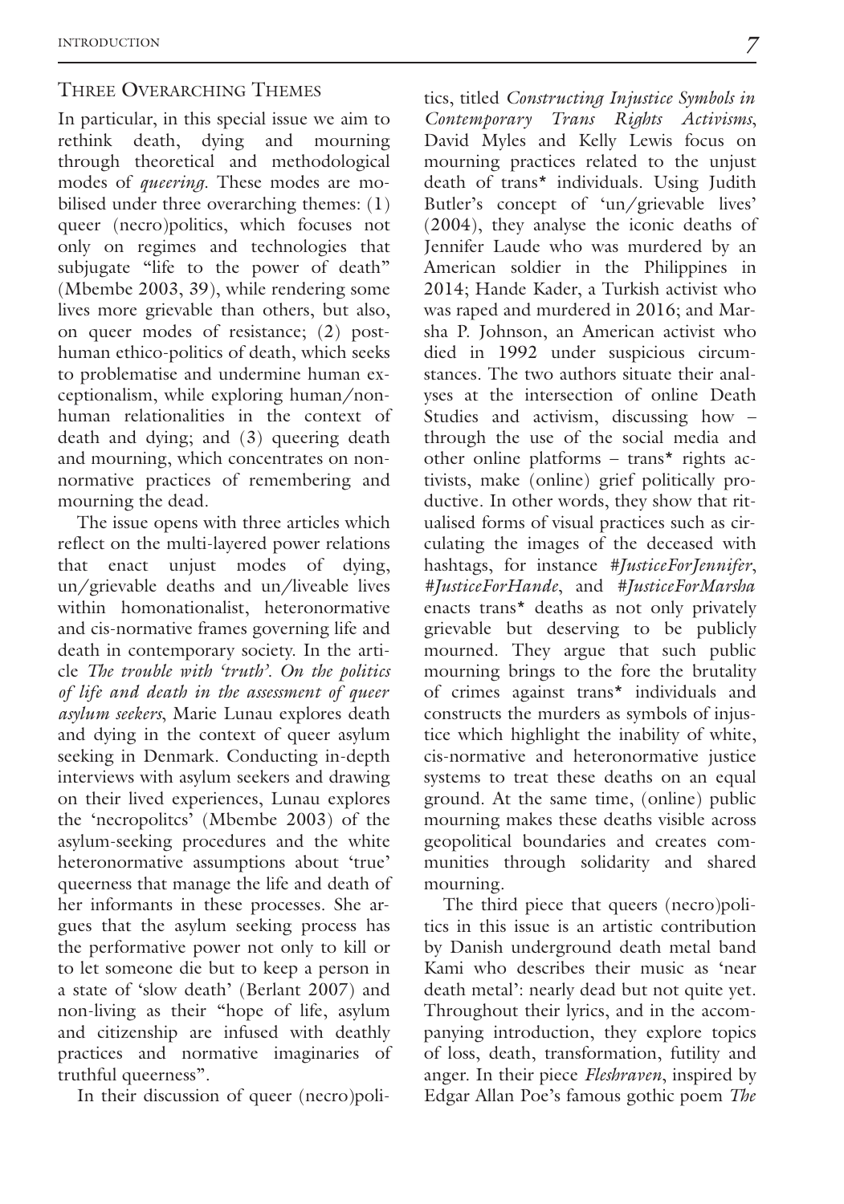## Three Overarching Themes

In particular, in this special issue we aim to rethink death, dying and mourning through theoretical and methodological modes of *queering*. These modes are mobilised under three overarching themes: (1) queer (necro)politics, which focuses not only on regimes and technologies that subjugate "life to the power of death" (Mbembe 2003, 39), while rendering some lives more grievable than others, but also, on queer modes of resistance; (2) posthuman ethico-politics of death, which seeks to problematise and undermine human exceptionalism, while exploring human/nonhuman relationalities in the context of death and dying; and (3) queering death and mourning, which concentrates on non-normative practices of remembering and mourning the dead.

The issue opens with three articles which reflect on the multi-layered power relations that enact unjust modes of dying, un/grievable deaths and un/liveable lives within homonationalist, heteronormative and cis-normative frames governing life and death in contemporary society. In the article *The trouble with 'truth'. On the politics of life and death in the assessment of queer asylum seekers*, Marie Lunau explores death and dying in the context of queer asylum seeking in Denmark. Conducting in-depth interviews with asylum seekers and drawing on their lived experiences, Lunau explores the 'necropolitcs' (Mbembe 2003) of the asylum-seeking procedures and the white heteronormative assumptions about 'true' queerness that manage the life and death of her informants in these processes. She argues that the asylum seeking process has the performative power not only to kill or to let someone die but to keep a person in a state of 'slow death' (Berlant 2007) and non-living as their "hope of life, asylum and citizenship are infused with deathly practices and normative imaginaries of truthful queerness".

In their discussion of queer (necro)politics, titled *Constructing Injustice Symbols in Contemporary Trans Rights Activisms*, David Myles and Kelly Lewis focus on mourning practices related to the unjust death of trans* individuals. Using Judith Butler's concept of 'un/grievable lives' (2004), they analyse the iconic deaths of Jennifer Laude who was murdered by an American soldier in the Philippines in 2014; Hande Kader, a Turkish activist who was raped and murdered in 2016; and Marsha P. Johnson, an American activist who died in 1992 under suspicious circumstances. The two authors situate their analyses at the intersection of online Death Studies and activism, discussing how – through the use of the social media and other online platforms – trans* rights activists, make (online) grief politically productive. In other words, they show that ritualised forms of visual practices such as circulating the images of the deceased with hashtags, for instance *#JusticeForJennifer*, *#JusticeForHande*, and *#JusticeForMarsha* enacts trans* deaths as not only privately grievable but deserving to be publicly mourned. They argue that such public mourning brings to the fore the brutality of crimes against trans* individuals and constructs the murders as symbols of injustice which highlight the inability of white, cis-normative and heteronormative justice systems to treat these deaths on an equal ground. At the same time, (online) public mourning makes these deaths visible across geopolitical boundaries and creates communities through solidarity and shared mourning.

The third piece that queers (necro)politics in this issue is an artistic contribution by Danish underground death metal band Kami who describes their music as 'near death metal': nearly dead but not quite yet. Throughout their lyrics, and in the accompanying introduction, they explore topics of loss, death, transformation, futility and anger. In their piece *Fleshraven*, inspired by Edgar Allan Poe's famous gothic poem *The*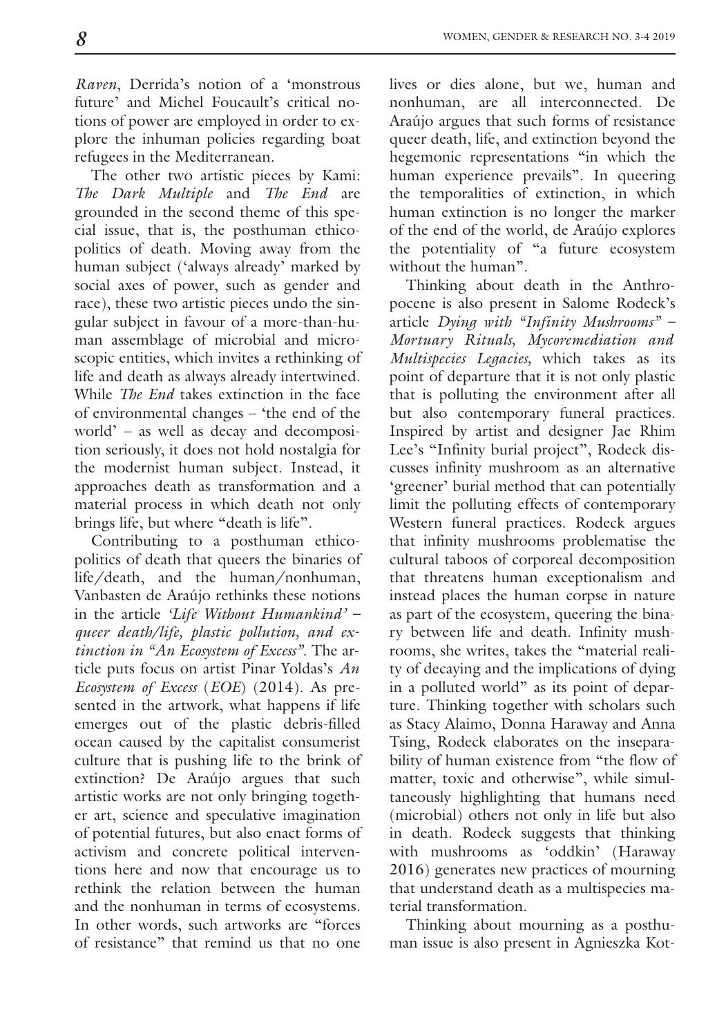*Raven*, Derrida's notion of a 'monstrous future' and Michel Foucault's critical notions of power are employed in order to explore the inhuman policies regarding boat refugees in the Mediterranean.

The other two artistic pieces by Kami: *The Dark Multiple* and *The End* are grounded in the second theme of this special issue, that is, the posthuman ethicopolitics of death. Moving away from the human subject ('always already' marked by social axes of power, such as gender and race), these two artistic pieces undo the singular subject in favour of a more-than-human assemblage of microbial and microscopic entities, which invites a rethinking of life and death as always already intertwined. While *The End* takes extinction in the face of environmental changes – 'the end of the world' – as well as decay and decomposition seriously, it does not hold nostalgia for the modernist human subject. Instead, it approaches death as transformation and a material process in which death not only brings life, but where "death is life".

Contributing to a posthuman ethicopolitics of death that queers the binaries of life/death, and the human/nonhuman, Vanbasten de Araújo rethinks these notions in the article *'Life Without Humankind' – queer death/life, plastic pollution, and extinction in "An Ecosystem of Excess"*. The article puts focus on artist Pinar Yoldas's *An Ecosystem of Excess* (*EOE*) (2014). As presented in the artwork, what happens if life emerges out of the plastic debris-filled ocean caused by the capitalist consumerist culture that is pushing life to the brink of extinction? De Araújo argues that such artistic works are not only bringing together art, science and speculative imagination of potential futures, but also enact forms of activism and concrete political interventions here and now that encourage us to rethink the relation between the human and the nonhuman in terms of ecosystems. In other words, such artworks are "forces of resistance" that remind us that no one lives or dies alone, but we, human and nonhuman, are all interconnected. De Araújo argues that such forms of resistance queer death, life, and extinction beyond the hegemonic representations "in which the human experience prevails". In queering the temporalities of extinction, in which human extinction is no longer the marker of the end of the world, de Araújo explores the potentiality of "a future ecosystem without the human".

Thinking about death in the Anthropocene is also present in Salome Rodeck's article *Dying with "Infinity Mushrooms" – Mortuary Rituals, Mycoremediation and Multispecies Legacies,* which takes as its point of departure that it is not only plastic that is polluting the environment after all but also contemporary funeral practices. Inspired by artist and designer Jae Rhim Lee's "Infinity burial project", Rodeck discusses infinity mushroom as an alternative 'greener' burial method that can potentially limit the polluting effects of contemporary Western funeral practices. Rodeck argues that infinity mushrooms problematise the cultural taboos of corporeal decomposition that threatens human exceptionalism and instead places the human corpse in nature as part of the ecosystem, queering the binary between life and death. Infinity mushrooms, she writes, takes the "material reality of decaying and the implications of dying in a polluted world" as its point of departure. Thinking together with scholars such as Stacy Alaimo, Donna Haraway and Anna Tsing, Rodeck elaborates on the inseparability of human existence from "the flow of matter, toxic and otherwise", while simultaneously highlighting that humans need (microbial) others not only in life but also in death. Rodeck suggests that thinking with mushrooms as 'oddkin' (Haraway 2016) generates new practices of mourning that understand death as a multispecies material transformation.

Thinking about mourning as a posthuman issue is also present in Agnieszka Kot-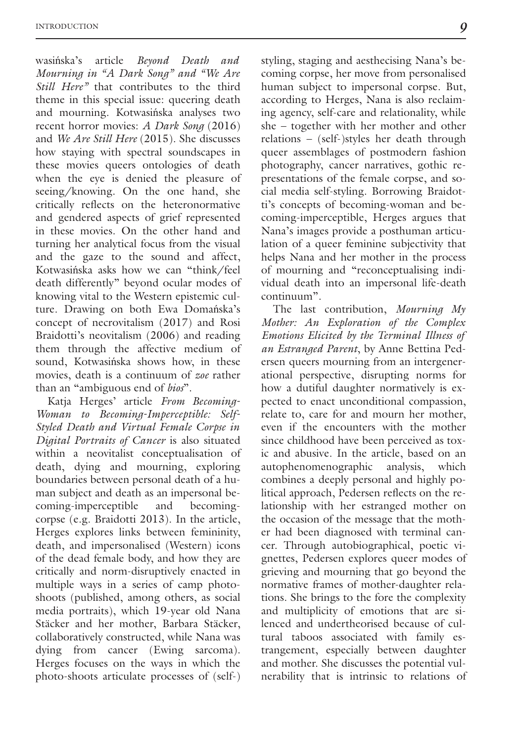wasińska's article *Beyond Death and Mourning in "A Dark Song" and "We Are Still Here"* that contributes to the third theme in this special issue: queering death and mourning. Kotwasińska analyses two recent horror movies: *A Dark Song* (2016) and *We Are Still Here* (2015). She discusses how staying with spectral soundscapes in these movies queers ontologies of death when the eye is denied the pleasure of seeing/knowing. On the one hand, she critically reflects on the heteronormative and gendered aspects of grief represented in these movies. On the other hand and turning her analytical focus from the visual and the gaze to the sound and affect, Kotwasińska asks how we can "think/feel death differently" beyond ocular modes of knowing vital to the Western epistemic culture. Drawing on both Ewa Domańska's concept of necrovitalism (2017) and Rosi Braidotti's neovitalism (2006) and reading them through the affective medium of sound, Kotwasińska shows how, in these movies, death is a continuum of *zoe* rather than an "ambiguous end of *bios*".

Katja Herges' article *From Becoming-Woman to Becoming-Imperceptible: Self-Styled Death and Virtual Female Corpse in Digital Portraits of Cancer* is also situated within a neovitalist conceptualisation of death, dying and mourning, exploring boundaries between personal death of a human subject and death as an impersonal becoming-imperceptible and becoming-corpse (e.g. Braidotti 2013). In the article, Herges explores links between femininity, death, and impersonalised (Western) icons of the dead female body, and how they are critically and norm-disruptively enacted in multiple ways in a series of camp photo-shoots (published, among others, as social media portraits), which 19-year old Nana Stäcker and her mother, Barbara Stäcker, collaboratively constructed, while Nana was dying from cancer (Ewing sarcoma). Herges focuses on the ways in which the photo-shoots articulate processes of (self-)styling, staging and aesthecising Nana's becoming corpse, her move from personalised human subject to impersonal corpse. But, according to Herges, Nana is also reclaiming agency, self-care and relationality, while she – together with her mother and other relations – (self-)styles her death through queer assemblages of postmodern fashion photography, cancer narratives, gothic representations of the female corpse, and social media self-styling. Borrowing Braidotti's concepts of becoming-woman and becoming-imperceptible, Herges argues that Nana's images provide a posthuman articulation of a queer feminine subjectivity that helps Nana and her mother in the process of mourning and "reconceptualising individual death into an impersonal life-death continuum".

The last contribution, *Mourning My Mother: An Exploration of the Complex Emotions Elicited by the Terminal Illness of an Estranged Parent*, by Anne Bettina Pedersen queers mourning from an intergenerational perspective, disrupting norms for how a dutiful daughter normatively is expected to enact unconditional compassion, relate to, care for and mourn her mother, even if the encounters with the mother since childhood have been perceived as toxic and abusive. In the article, based on an autophenomenographic analysis, which combines a deeply personal and highly political approach, Pedersen reflects on the relationship with her estranged mother on the occasion of the message that the mother had been diagnosed with terminal cancer. Through autobiographical, poetic vignettes, Pedersen explores queer modes of grieving and mourning that go beyond the normative frames of mother-daughter relations. She brings to the fore the complexity and multiplicity of emotions that are silenced and undertheorised because of cultural taboos associated with family estrangement, especially between daughter and mother. She discusses the potential vulnerability that is intrinsic to relations of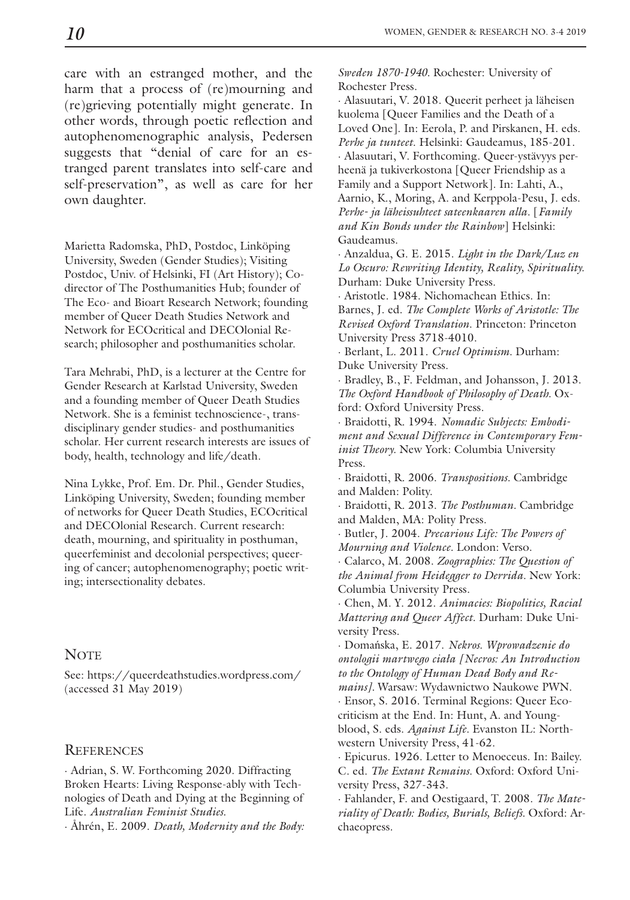care with an estranged mother, and the harm that a process of (re)mourning and (re)grieving potentially might generate. In other words, through poetic reflection and autophenomenographic analysis, Pedersen suggests that "denial of care for an estranged parent translates into self-care and self-preservation", as well as care for her own daughter.

Marietta Radomska, PhD, Postdoc, Linköping University, Sweden (Gender Studies); Visiting Postdoc, Univ. of Helsinki, FI (Art History); Co-director of The Posthumanities Hub; founder of The Eco- and Bioart Research Network; founding member of Queer Death Studies Network and Network for ECOcritical and DECOlonial Research; philosopher and posthumanities scholar.

Tara Mehrabi, PhD, is a lecturer at the Centre for Gender Research at Karlstad University, Sweden and a founding member of Queer Death Studies Network. She is a feminist technoscience-, transdisciplinary gender studies- and posthumanities scholar. Her current research interests are issues of body, health, technology and life/death.

Nina Lykke, Prof. Em. Dr. Phil., Gender Studies, Linköping University, Sweden; founding member of networks for Queer Death Studies, ECOcritical and DECOlonial Research. Current research: death, mourning, and spirituality in posthuman, queerfeminist and decolonial perspectives; queering of cancer; autophenomenography; poetic writing; intersectionality debates.

## Note

See: https://queerdeathstudies.wordpress.com/ (accessed 31 May 2019)

## References

· Adrian, S. W. Forthcoming 2020. Diffracting Broken Hearts: Living Response-ably with Technologies of Death and Dying at the Beginning of Life. *Australian Feminist Studies.*

· Åhrén, E. 2009. *Death, Modernity and the Body: Sweden 1870-1940.* Rochester: University of Rochester Press.

· Alasuutari, V. 2018. Queerit perheet ja läheisen kuolema [Queer Families and the Death of a Loved One]. In: Eerola, P. and Pirskanen, H. eds. *Perhe ja tunteet.* Helsinki: Gaudeamus, 185-201.

· Alasuutari, V. Forthcoming. Queer-ystävyys perheenä ja tukiverkostona [Queer Friendship as a Family and a Support Network]. In: Lahti, A., Aarnio, K., Moring, A. and Kerppola-Pesu, J. eds. *Perhe- ja läheissuhteet sateenkaaren alla.* [*Family and Kin Bonds under the Rainbow*] Helsinki: Gaudeamus.

· Anzaldua, G. E. 2015. *Light in the Dark/Luz en Lo Oscuro: Rewriting Identity, Reality, Spirituality.* Durham: Duke University Press.

· Aristotle. 1984. Nichomachean Ethics. In: Barnes, J. ed. *The Complete Works of Aristotle: The Revised Oxford Translation.* Princeton: Princeton University Press 3718-4010.

· Berlant, L. 2011. *Cruel Optimism.* Durham: Duke University Press.

· Bradley, B., F. Feldman, and Johansson, J. 2013. *The Oxford Handbook of Philosophy of Death.* Oxford: Oxford University Press.

· Braidotti, R. 1994. *Nomadic Subjects: Embodiment and Sexual Difference in Contemporary Feminist Theory.* New York: Columbia University Press.

· Braidotti, R. 2006. *Transpositions.* Cambridge and Malden: Polity.

· Braidotti, R. 2013. *The Posthuman.* Cambridge and Malden, MA: Polity Press.

· Butler, J. 2004. *Precarious Life: The Powers of Mourning and Violence.* London: Verso.

· Calarco, M. 2008. *Zoographies: The Question of the Animal from Heidegger to Derrida.* New York: Columbia University Press.

· Chen, M. Y. 2012. *Animacies: Biopolitics, Racial Mattering and Queer Affect.* Durham: Duke University Press.

· Domańska, E. 2017. *Nekros. Wprowadzenie do ontologii martwego ciała [Necros: An Introduction to the Ontology of Human Dead Body and Remains].* Warsaw: Wydawnictwo Naukowe PWN.

· Ensor, S. 2016. Terminal Regions: Queer Ecocriticism at the End. In: Hunt, A. and Youngblood, S. eds. *Against Life.* Evanston IL: Northwestern University Press, 41-62.

· Epicurus. 1926. Letter to Menoeceus. In: Bailey. C. ed. *The Extant Remains.* Oxford: Oxford University Press, 327-343.

· Fahlander, F. and Oestigaard, T. 2008. *The Materiality of Death: Bodies, Burials, Beliefs.* Oxford: Archaeopress.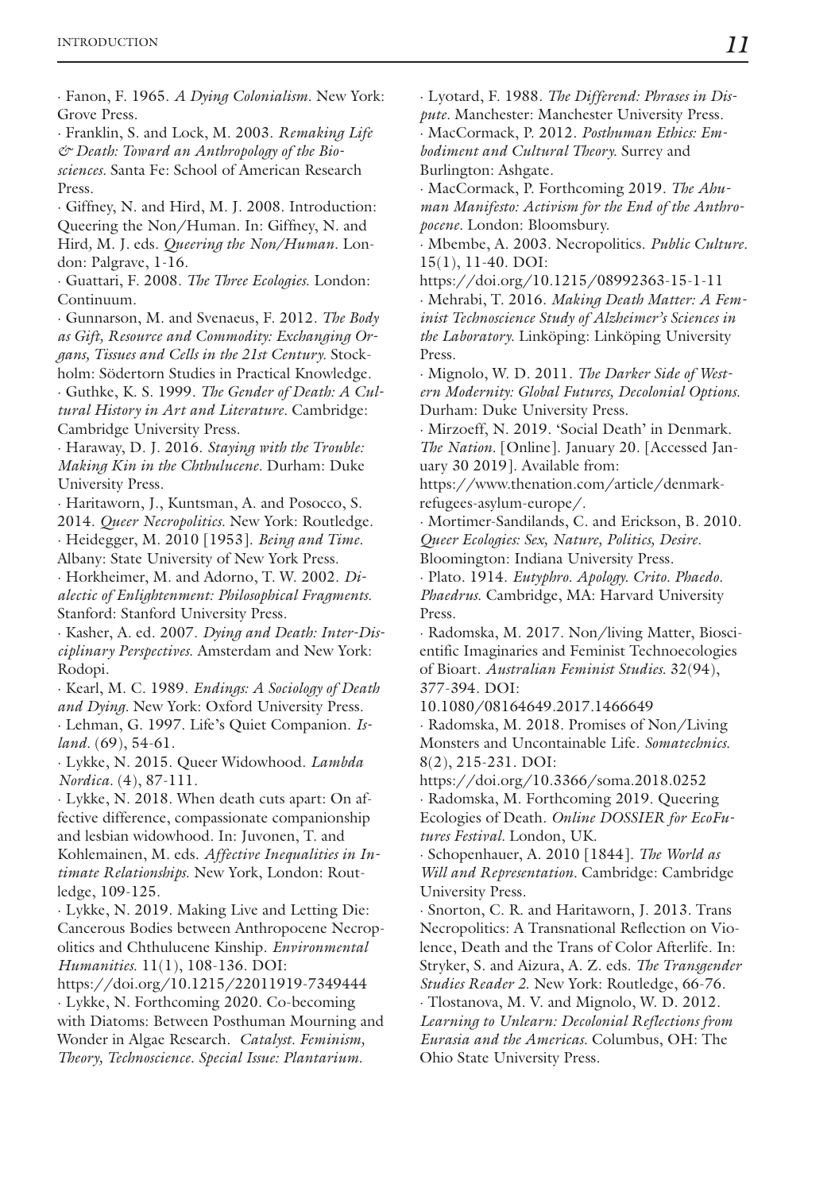· Fanon, F. 1965. *A Dying Colonialism*. New York: Grove Press.

· Franklin, S. and Lock, M. 2003. *Remaking Life & Death: Toward an Anthropology of the Biosciences*. Santa Fe: School of American Research Press.

· Giffney, N. and Hird, M. J. 2008. Introduction: Queering the Non/Human. In: Giffney, N. and Hird, M. J. eds. *Queering the Non/Human*. London: Palgrave, 1-16.

· Guattari, F. 2008. *The Three Ecologies*. London: Continuum.

· Gunnarson, M. and Svenaeus, F. 2012. *The Body as Gift, Resource and Commodity: Exchanging Organs, Tissues and Cells in the 21st Century*. Stockholm: Södertorn Studies in Practical Knowledge.

· Guthke, K. S. 1999. *The Gender of Death: A Cultural History in Art and Literature*. Cambridge: Cambridge University Press.

· Haraway, D. J. 2016. *Staying with the Trouble: Making Kin in the Chthulucene*. Durham: Duke University Press.

· Haritaworn, J., Kuntsman, A. and Posocco, S. 2014. *Queer Necropolitics*. New York: Routledge.

· Heidegger, M. 2010 [1953]. *Being and Time*. Albany: State University of New York Press.

· Horkheimer, M. and Adorno, T. W. 2002. *Dialectic of Enlightenment: Philosophical Fragments*. Stanford: Stanford University Press.

· Kasher, A. ed. 2007. *Dying and Death: Inter-Disciplinary Perspectives*. Amsterdam and New York: Rodopi.

· Kearl, M. C. 1989. *Endings: A Sociology of Death and Dying*. New York: Oxford University Press.

· Lehman, G. 1997. Life's Quiet Companion. *Island*. (69), 54-61.

· Lykke, N. 2015. Queer Widowhood. *Lambda Nordica*. (4), 87-111.

· Lykke, N. 2018. When death cuts apart: On affective difference, compassionate companionship and lesbian widowhood. In: Juvonen, T. and Kohlemainen, M. eds. *Affective Inequalities in Intimate Relationships*. New York, London: Routledge, 109-125.

· Lykke, N. 2019. Making Live and Letting Die: Cancerous Bodies between Anthropocene Necropolitics and Chthulucene Kinship. *Environmental Humanities*. 11(1), 108-136. DOI: https://doi.org/10.1215/22011919-7349444

· Lykke, N. Forthcoming 2020. Co-becoming with Diatoms: Between Posthuman Mourning and Wonder in Algae Research. *Catalyst. Feminism, Theory, Technoscience. Special Issue: Plantarium*.

· Lyotard, F. 1988. *The Differend: Phrases in Dispute*. Manchester: Manchester University Press.

· MacCormack, P. 2012. *Posthuman Ethics: Embodiment and Cultural Theory*. Surrey and Burlington: Ashgate.

· MacCormack, P. Forthcoming 2019. *The Ahuman Manifesto: Activism for the End of the Anthropocene*. London: Bloomsbury.

· Mbembe, A. 2003. Necropolitics. *Public Culture*. 15(1), 11-40. DOI: https://doi.org/10.1215/08992363-15-1-11

· Mehrabi, T. 2016. *Making Death Matter: A Feminist Technoscience Study of Alzheimer's Sciences in the Laboratory*. Linköping: Linköping University Press.

· Mignolo, W. D. 2011. *The Darker Side of Western Modernity: Global Futures, Decolonial Options*. Durham: Duke University Press.

· Mirzoeff, N. 2019. 'Social Death' in Denmark. *The Nation*. [Online]. January 20. [Accessed January 30 2019]. Available from: https://www.thenation.com/article/denmark-refugees-asylum-europe/.

· Mortimer-Sandilands, C. and Erickson, B. 2010. *Queer Ecologies: Sex, Nature, Politics, Desire*. Bloomington: Indiana University Press.

· Plato. 1914. *Eutyphro. Apology. Crito. Phaedo. Phaedrus*. Cambridge, MA: Harvard University Press.

· Radomska, M. 2017. Non/living Matter, Bioscientific Imaginaries and Feminist Technoecologies of Bioart. *Australian Feminist Studies*. 32(94), 377-394. DOI: 10.1080/08164649.2017.1466649

· Radomska, M. 2018. Promises of Non/Living Monsters and Uncontainable Life. *Somatechnics*. 8(2), 215-231. DOI: https://doi.org/10.3366/soma.2018.0252

· Radomska, M. Forthcoming 2019. Queering Ecologies of Death. *Online DOSSIER for EcoFutures Festival*. London, UK.

· Schopenhauer, A. 2010 [1844]. *The World as Will and Representation*. Cambridge: Cambridge University Press.

· Snorton, C. R. and Haritaworn, J. 2013. Trans Necropolitics: A Transnational Reflection on Violence, Death and the Trans of Color Afterlife. In: Stryker, S. and Aizura, A. Z. eds. *The Transgender Studies Reader 2*. New York: Routledge, 66-76.

· Tlostanova, M. V. and Mignolo, W. D. 2012. *Learning to Unlearn: Decolonial Reflections from Eurasia and the Americas*. Columbus, OH: The Ohio State University Press.